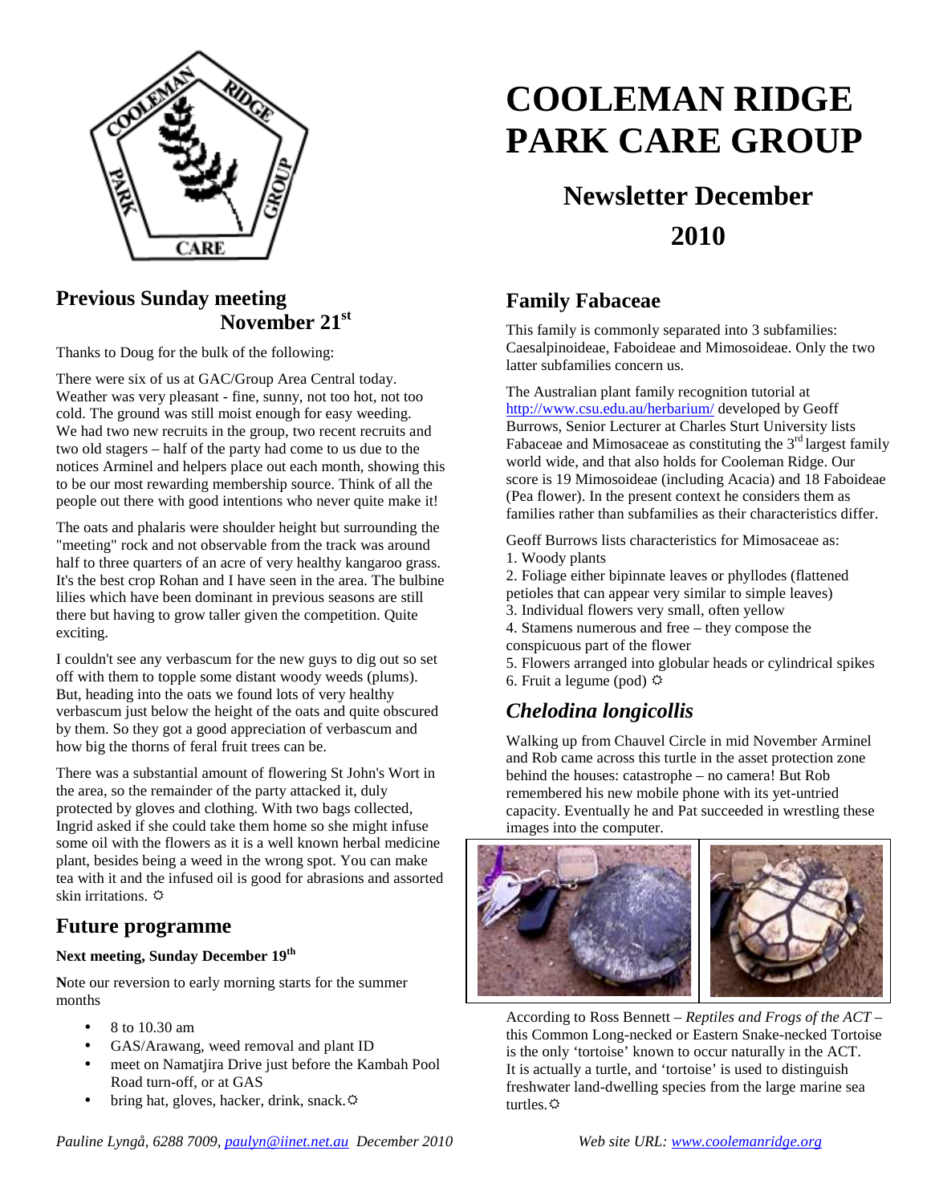# COOLEMAN RIDGE PARK CARE GROUP

## Newsletter December 2010

## Previous Sunday meeting November 21st

Thanks to Doug for the bulk of the following:

There were six of us at GAC/Group Area Central today. Weather was very pleasant - fine, sunny, not too hot, not too cold. The ground was still moist enough for easy weeding. We had two new recruits in the group, two recent recruits and two old stagers – half of the party had come to us due to the notices Arminel and helpers place out each month, showing this to be our most rewarding membership source. Think of all the people out there with good intentions who never quite make it!

The oats and phalaris were shoulder height but surrounding the "meeting" rock and not observable from the track was around half to three quarters of an acre of very healthy kangaroo grass. It's the best crop Rohan and I have seen in the area. The bulbine lilies which have been dominant in previous seasons are still there but having to grow taller given the competition. Quite exciting.

I couldn't see any verbascum for the new guys to dig out so set off with them to topple some distant woody weeds (plums). But, heading into the oats we found lots of very healthy verbascum just below the height of the oats and quite obscured by them. So they got a good appreciation of verbascum and how big the thorns of feral fruit trees can be.

There was a substantial amount of flowering St John's Wort in the area, so the remainder of the party attacked it, duly protected by gloves and clothing. With two bags collected, Ingrid asked if she could take them home so she might infuse some oil with the flowers as it is a well known herbal medicine plant, besides being a weed in the wrong spot. You can make tea with it and the infused oil is good for abrasions and assorted skin irritations. ☼

## Future programme

**Next meeting, Sunday December 19th**

**N**ote our reversion to early morning starts for the summer months

- 8 to 10.30 am
- GAS/Arawang, weed removal and plant ID
- meet on Namatjira Drive just before the Kambah Pool Road turn-off, or at GAS
- bring hat, gloves, hacker, drink, snack.☼

## Family Fabaceae

This family is commonly separated into 3 subfamilies: Caesalpinoideae, Faboideae and Mimosoideae. Only the two latter subfamilies concern us.

The Australian plant family recognition tutorial at http://www.csu.edu.au/herbarium/ developed by Geoff Burrows, Senior Lecturer at Charles Sturt University lists Fabaceae and Mimosaceae as constituting the 3rd largest family world wide, and that also holds for Cooleman Ridge. Our score is 19 Mimosoideae (including Acacia) and 18 Faboideae (Pea flower). In the present context he considers them as families rather than subfamilies as their characteristics differ.

Geoff Burrows lists characteristics for Mimosaceae as:
1. Woody plants
2. Foliage either bipinnate leaves or phyllodes (flattened petioles that can appear very similar to simple leaves)
3. Individual flowers very small, often yellow
4. Stamens numerous and free – they compose the conspicuous part of the flower
5. Flowers arranged into globular heads or cylindrical spikes
6. Fruit a legume (pod) ☼

## *Chelodina longicollis*

Walking up from Chauvel Circle in mid November Arminel and Rob came across this turtle in the asset protection zone behind the houses: catastrophe – no camera! But Rob remembered his new mobile phone with its yet-untried capacity. Eventually he and Pat succeeded in wrestling these images into the computer.

According to Ross Bennett – *Reptiles and Frogs of the ACT* – this Common Long-necked or Eastern Snake-necked Tortoise is the only 'tortoise' known to occur naturally in the ACT. It is actually a turtle, and 'tortoise' is used to distinguish freshwater land-dwelling species from the large marine sea turtles.☼

*Pauline Lyngå, 6288 7009, paulyn@iinet.net.au December 2010*

*Web site URL: www.coolemanridge.org*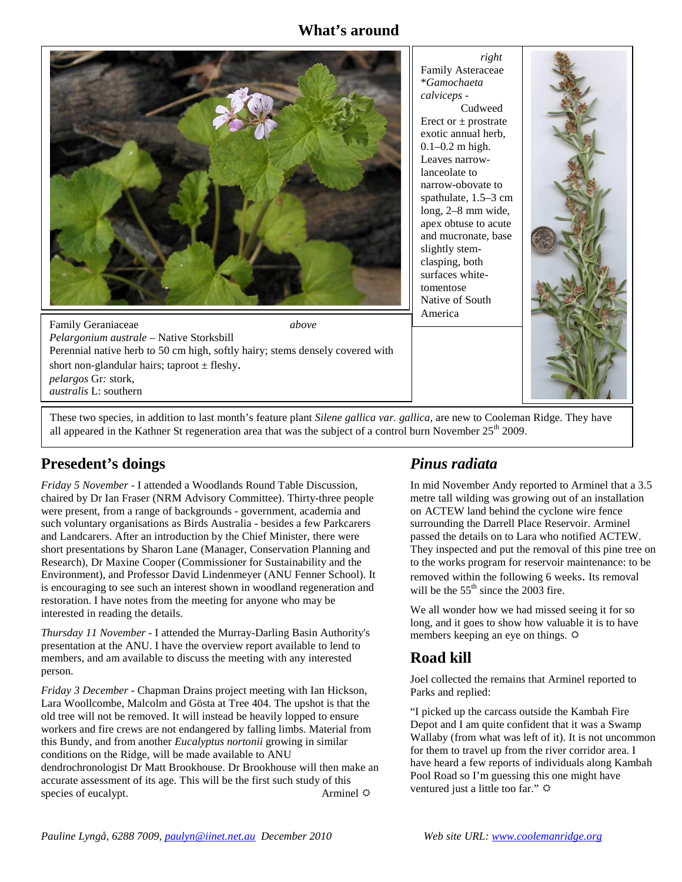## What's around

*right*
Family Asteraceae
**Gamochaeta calviceps* - Cudweed
Erect or ± prostrate exotic annual herb, 0.1–0.2 m high. Leaves narrow-lanceolate to narrow-obovate to spathulate, 1.5–3 cm long, 2–8 mm wide, apex obtuse to acute and mucronate, base slightly stem-clasping, both surfaces white-tomentose
Native of South America

Family Geraniaceae *above*
*Pelargonium australe* – Native Storksbill
Perennial native herb to 50 cm high, softly hairy; stems densely covered with short non-glandular hairs; taproot ± fleshy.
*pelargos* Gr: stork,
*australis* L: southern

These two species, in addition to last month's feature plant *Silene gallica var. gallica,* are new to Cooleman Ridge. They have all appeared in the Kathner St regeneration area that was the subject of a control burn November 25th 2009.

## Presedent's doings

*Friday 5 November* - I attended a Woodlands Round Table Discussion, chaired by Dr Ian Fraser (NRM Advisory Committee). Thirty-three people were present, from a range of backgrounds - government, academia and such voluntary organisations as Birds Australia - besides a few Parkcarers and Landcarers. After an introduction by the Chief Minister, there were short presentations by Sharon Lane (Manager, Conservation Planning and Research), Dr Maxine Cooper (Commissioner for Sustainability and the Environment), and Professor David Lindenmeyer (ANU Fenner School). It is encouraging to see such an interest shown in woodland regeneration and restoration. I have notes from the meeting for anyone who may be interested in reading the details.

*Thursday 11 November* - I attended the Murray-Darling Basin Authority's presentation at the ANU. I have the overview report available to lend to members, and am available to discuss the meeting with any interested person.

*Friday 3 December* - Chapman Drains project meeting with Ian Hickson, Lara Woollcombe, Malcolm and Gösta at Tree 404. The upshot is that the old tree will not be removed. It will instead be heavily lopped to ensure workers and fire crews are not endangered by falling limbs. Material from this Bundy, and from another *Eucalyptus nortonii* growing in similar conditions on the Ridge, will be made available to ANU dendrochronologist Dr Matt Brookhouse. Dr Brookhouse will then make an accurate assessment of its age. This will be the first such study of this species of eucalypt. Arminel ☼

## *Pinus radiata*

In mid November Andy reported to Arminel that a 3.5 metre tall wilding was growing out of an installation on ACTEW land behind the cyclone wire fence surrounding the Darrell Place Reservoir. Arminel passed the details on to Lara who notified ACTEW. They inspected and put the removal of this pine tree on to the works program for reservoir maintenance: to be removed within the following 6 weeks. Its removal will be the 55th since the 2003 fire.

We all wonder how we had missed seeing it for so long, and it goes to show how valuable it is to have members keeping an eye on things. ☼

## Road kill

Joel collected the remains that Arminel reported to Parks and replied:

"I picked up the carcass outside the Kambah Fire Depot and I am quite confident that it was a Swamp Wallaby (from what was left of it). It is not uncommon for them to travel up from the river corridor area. I have heard a few reports of individuals along Kambah Pool Road so I'm guessing this one might have ventured just a little too far." ☼

*Pauline Lyngå, 6288 7009, paulyn@iinet.net.au December 2010*

*Web site URL: www.coolemanridge.org*